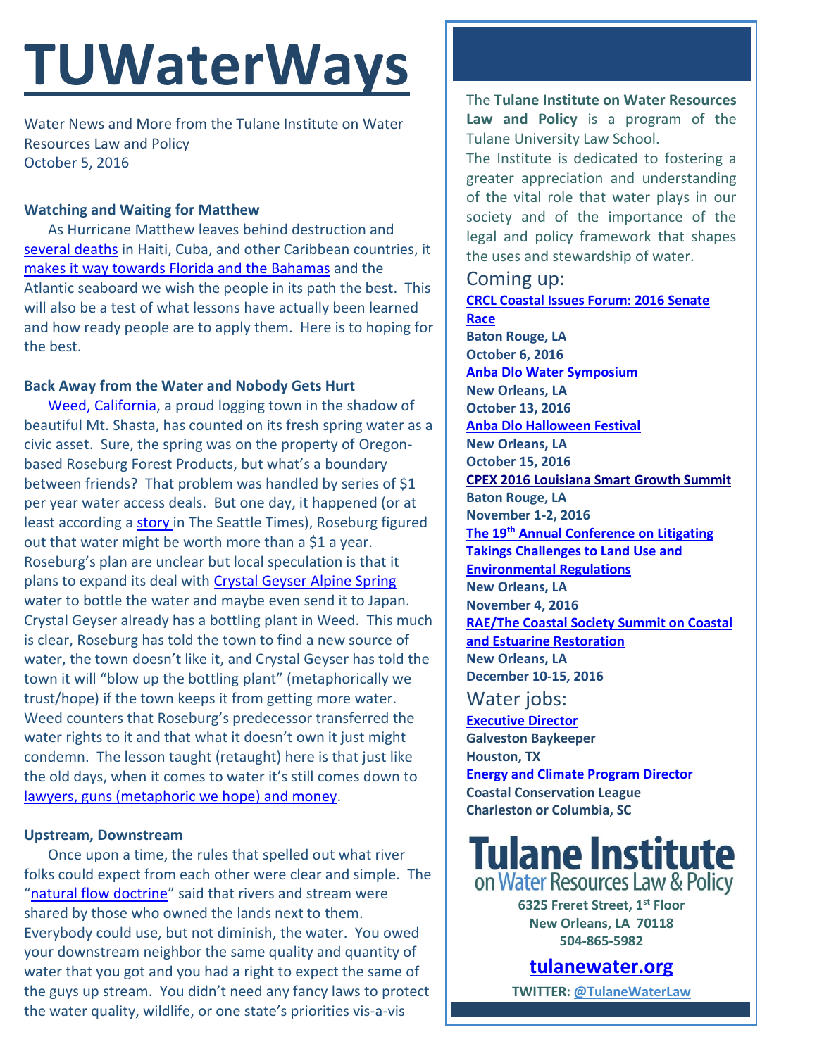# TUWaterWays

Water News and More from the Tulane Institute on Water Resources Law and Policy
October 5, 2016

**Watching and Waiting for Matthew**

As Hurricane Matthew leaves behind destruction and several deaths in Haiti, Cuba, and other Caribbean countries, it makes it way towards Florida and the Bahamas and the Atlantic seaboard we wish the people in its path the best. This will also be a test of what lessons have actually been learned and how ready people are to apply them. Here is to hoping for the best.

**Back Away from the Water and Nobody Gets Hurt**

Weed, California, a proud logging town in the shadow of beautiful Mt. Shasta, has counted on its fresh spring water as a civic asset. Sure, the spring was on the property of Oregon-based Roseburg Forest Products, but what's a boundary between friends? That problem was handled by series of $1 per year water access deals. But one day, it happened (or at least according a story in The Seattle Times), Roseburg figured out that water might be worth more than a $1 a year. Roseburg's plan are unclear but local speculation is that it plans to expand its deal with Crystal Geyser Alpine Spring water to bottle the water and maybe even send it to Japan. Crystal Geyser already has a bottling plant in Weed. This much is clear, Roseburg has told the town to find a new source of water, the town doesn't like it, and Crystal Geyser has told the town it will "blow up the bottling plant" (metaphorically we trust/hope) if the town keeps it from getting more water. Weed counters that Roseburg's predecessor transferred the water rights to it and that what it doesn't own it just might condemn. The lesson taught (retaught) here is that just like the old days, when it comes to water it's still comes down to lawyers, guns (metaphoric we hope) and money.

**Upstream, Downstream**

Once upon a time, the rules that spelled out what river folks could expect from each other were clear and simple. The "natural flow doctrine" said that rivers and stream were shared by those who owned the lands next to them. Everybody could use, but not diminish, the water. You owed your downstream neighbor the same quality and quantity of water that you got and you had a right to expect the same of the guys up stream. You didn't need any fancy laws to protect the water quality, wildlife, or one state's priorities vis-a-vis

The **Tulane Institute on Water Resources Law and Policy** is a program of the Tulane University Law School.
The Institute is dedicated to fostering a greater appreciation and understanding of the vital role that water plays in our society and of the importance of the legal and policy framework that shapes the uses and stewardship of water.

## Coming up:

**CRCL Coastal Issues Forum: 2016 Senate Race**
**Baton Rouge, LA**
**October 6, 2016**

**Anba Dlo Water Symposium**
**New Orleans, LA**
**October 13, 2016**

**Anba Dlo Halloween Festival**
**New Orleans, LA**
**October 15, 2016**

**CPEX 2016 Louisiana Smart Growth Summit**
**Baton Rouge, LA**
**November 1-2, 2016**

**The 19th Annual Conference on Litigating Takings Challenges to Land Use and Environmental Regulations**
**New Orleans, LA**
**November 4, 2016**

**RAE/The Coastal Society Summit on Coastal and Estuarine Restoration**
**New Orleans, LA**
**December 10-15, 2016**

## Water jobs:

**Executive Director**
**Galveston Baykeeper**
**Houston, TX**

**Energy and Climate Program Director**
**Coastal Conservation League**
**Charleston or Columbia, SC**

**Tulane Institute on Water Resources Law & Policy**
**6325 Freret Street, 1st Floor**
**New Orleans, LA 70118**
**504-865-5982**

**tulanewater.org**

**TWITTER: @TulaneWaterLaw**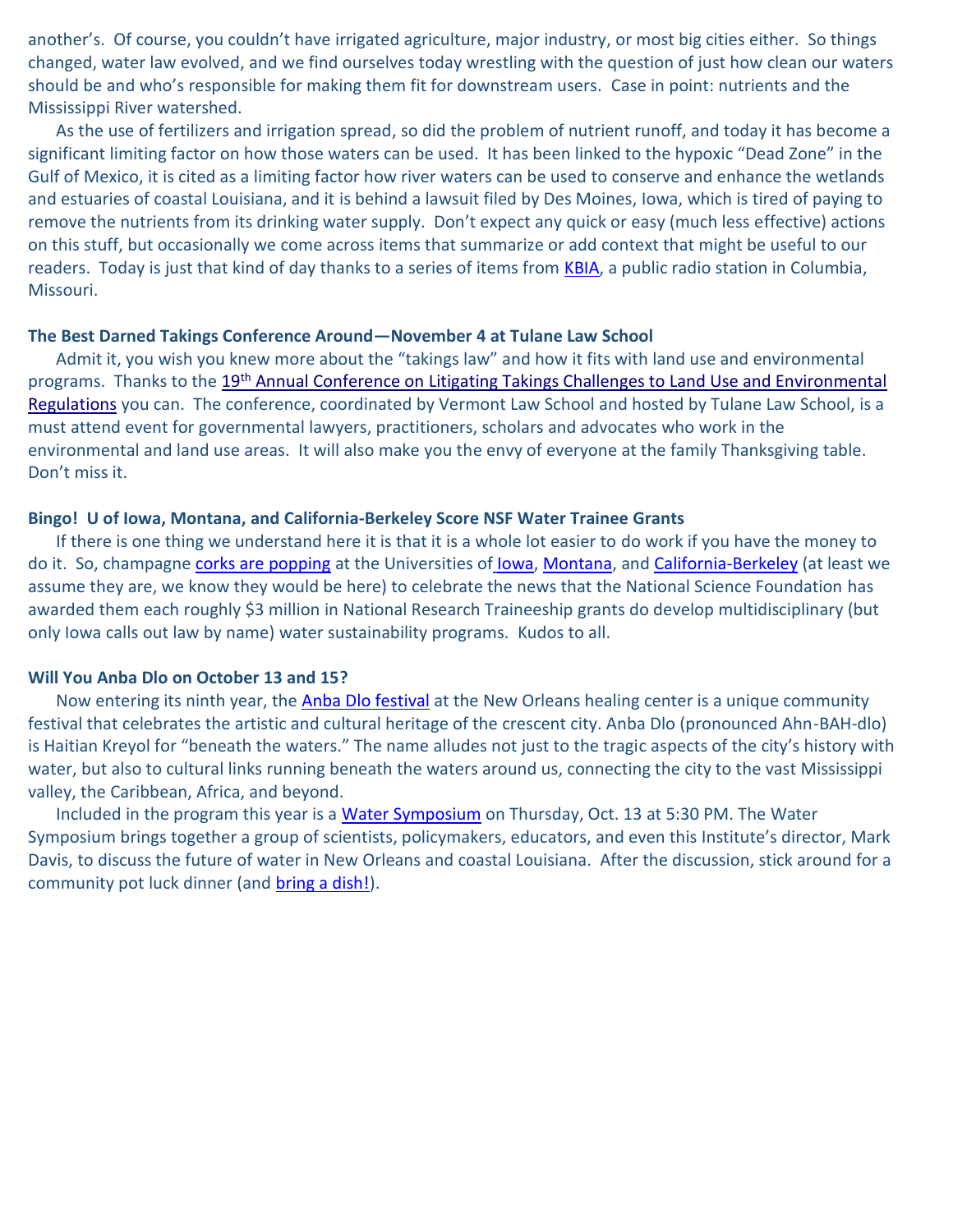another's. Of course, you couldn't have irrigated agriculture, major industry, or most big cities either. So things changed, water law evolved, and we find ourselves today wrestling with the question of just how clean our waters should be and who's responsible for making them fit for downstream users. Case in point: nutrients and the Mississippi River watershed.

As the use of fertilizers and irrigation spread, so did the problem of nutrient runoff, and today it has become a significant limiting factor on how those waters can be used. It has been linked to the hypoxic "Dead Zone" in the Gulf of Mexico, it is cited as a limiting factor how river waters can be used to conserve and enhance the wetlands and estuaries of coastal Louisiana, and it is behind a lawsuit filed by Des Moines, Iowa, which is tired of paying to remove the nutrients from its drinking water supply. Don't expect any quick or easy (much less effective) actions on this stuff, but occasionally we come across items that summarize or add context that might be useful to our readers. Today is just that kind of day thanks to a series of items from KBIA, a public radio station in Columbia, Missouri.

**The Best Darned Takings Conference Around—November 4 at Tulane Law School**

Admit it, you wish you knew more about the "takings law" and how it fits with land use and environmental programs. Thanks to the 19th Annual Conference on Litigating Takings Challenges to Land Use and Environmental Regulations you can. The conference, coordinated by Vermont Law School and hosted by Tulane Law School, is a must attend event for governmental lawyers, practitioners, scholars and advocates who work in the environmental and land use areas. It will also make you the envy of everyone at the family Thanksgiving table. Don't miss it.

**Bingo! U of Iowa, Montana, and California-Berkeley Score NSF Water Trainee Grants**

If there is one thing we understand here it is that it is a whole lot easier to do work if you have the money to do it. So, champagne corks are popping at the Universities of Iowa, Montana, and California-Berkeley (at least we assume they are, we know they would be here) to celebrate the news that the National Science Foundation has awarded them each roughly $3 million in National Research Traineeship grants do develop multidisciplinary (but only Iowa calls out law by name) water sustainability programs. Kudos to all.

**Will You Anba Dlo on October 13 and 15?**

Now entering its ninth year, the Anba Dlo festival at the New Orleans healing center is a unique community festival that celebrates the artistic and cultural heritage of the crescent city. Anba Dlo (pronounced Ahn-BAH-dlo) is Haitian Kreyol for "beneath the waters." The name alludes not just to the tragic aspects of the city's history with water, but also to cultural links running beneath the waters around us, connecting the city to the vast Mississippi valley, the Caribbean, Africa, and beyond.

Included in the program this year is a Water Symposium on Thursday, Oct. 13 at 5:30 PM. The Water Symposium brings together a group of scientists, policymakers, educators, and even this Institute's director, Mark Davis, to discuss the future of water in New Orleans and coastal Louisiana. After the discussion, stick around for a community pot luck dinner (and bring a dish!).